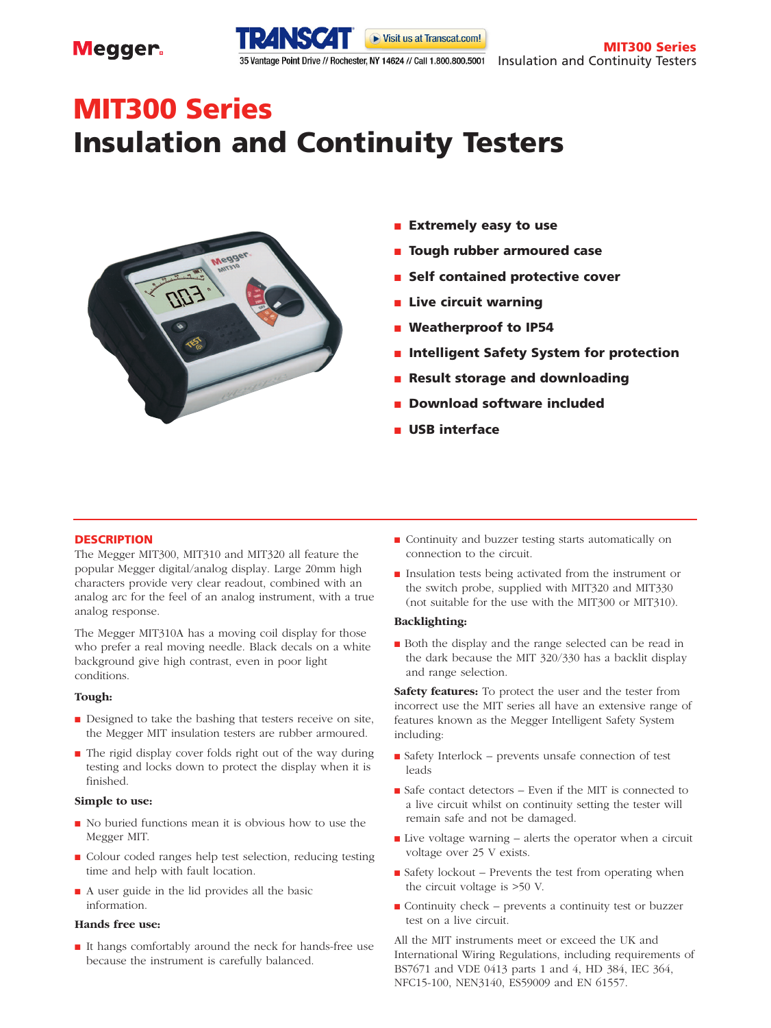# MIT300 Series
# Insulation and Continuity Testers

- **Extremely easy to use**
- **Tough rubber armoured case**
- **Self contained protective cover**
- **Live circuit warning**
- **Weatherproof to IP54**
- **Intelligent Safety System for protection**
- **Result storage and downloading**
- **Download software included**
- **USB interface**

## DESCRIPTION

The Megger MIT300, MIT310 and MIT320 all feature the popular Megger digital/analog display. Large 20mm high characters provide very clear readout, combined with an analog arc for the feel of an analog instrument, with a true analog response.

The Megger MIT310A has a moving coil display for those who prefer a real moving needle. Black decals on a white background give high contrast, even in poor light conditions.

**Tough:**

- Designed to take the bashing that testers receive on site, the Megger MIT insulation testers are rubber armoured.
- The rigid display cover folds right out of the way during testing and locks down to protect the display when it is finished.

**Simple to use:**

- No buried functions mean it is obvious how to use the Megger MIT.
- Colour coded ranges help test selection, reducing testing time and help with fault location.
- A user guide in the lid provides all the basic information.

**Hands free use:**

- It hangs comfortably around the neck for hands-free use because the instrument is carefully balanced.
- Continuity and buzzer testing starts automatically on connection to the circuit.
- Insulation tests being activated from the instrument or the switch probe, supplied with MIT320 and MIT330 (not suitable for the use with the MIT300 or MIT310).

**Backlighting:**

- Both the display and the range selected can be read in the dark because the MIT 320/330 has a backlit display and range selection.

**Safety features:** To protect the user and the tester from incorrect use the MIT series all have an extensive range of features known as the Megger Intelligent Safety System including:

- Safety Interlock – prevents unsafe connection of test leads
- Safe contact detectors – Even if the MIT is connected to a live circuit whilst on continuity setting the tester will remain safe and not be damaged.
- Live voltage warning – alerts the operator when a circuit voltage over 25 V exists.
- Safety lockout – Prevents the test from operating when the circuit voltage is >50 V.
- Continuity check – prevents a continuity test or buzzer test on a live circuit.

All the MIT instruments meet or exceed the UK and International Wiring Regulations, including requirements of BS7671 and VDE 0413 parts 1 and 4, HD 384, IEC 364, NFC15-100, NEN3140, ES59009 and EN 61557.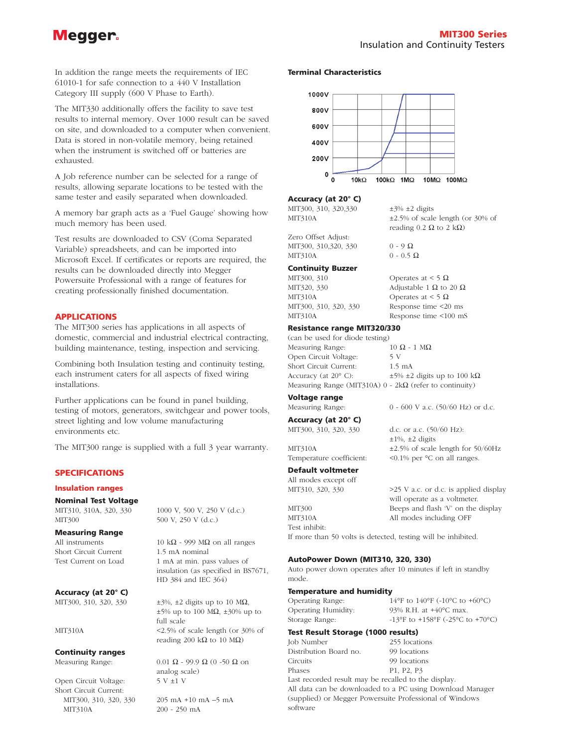In addition the range meets the requirements of IEC 61010-1 for safe connection to a 440 V Installation Category III supply (600 V Phase to Earth).

The MIT330 additionally offers the facility to save test results to internal memory. Over 1000 result can be saved on site, and downloaded to a computer when convenient. Data is stored in non-volatile memory, being retained when the instrument is switched off or batteries are exhausted.

A Job reference number can be selected for a range of results, allowing separate locations to be tested with the same tester and easily separated when downloaded.

A memory bar graph acts as a 'Fuel Gauge' showing how much memory has been used.

Test results are downloaded to CSV (Coma Separated Variable) spreadsheets, and can be imported into Microsoft Excel. If certificates or reports are required, the results can be downloaded directly into Megger Powersuite Professional with a range of features for creating professionally finished documentation.

## APPLICATIONS

The MIT300 series has applications in all aspects of domestic, commercial and industrial electrical contracting, building maintenance, testing, inspection and servicing.

Combining both Insulation testing and continuity testing, each instrument caters for all aspects of fixed wiring installations.

Further applications can be found in panel building, testing of motors, generators, switchgear and power tools, street lighting and low volume manufacturing environments etc.

The MIT300 range is supplied with a full 3 year warranty.

## SPECIFICATIONS

### Insulation ranges

**Nominal Test Voltage**

| | |
|---|---|
| MIT310, 310A, 320, 330 | 1000 V, 500 V, 250 V (d.c.) |
| MIT300 | 500 V, 250 V (d.c.) |

**Measuring Range**

| | |
|---|---|
| All instruments | 10 kΩ - 999 MΩ on all ranges |
| Short Circuit Current | 1.5 mA nominal |
| Test Current on Load | 1 mA at min. pass values of insulation (as specified in BS7671, HD 384 and IEC 364) |

**Accuracy (at 20° C)**

| | |
|---|---|
| MIT300, 310, 320, 330 | ±3%, ±2 digits up to 10 MΩ, ±5% up to 100 MΩ, ±30% up to full scale |
| MIT310A | <2.5% of scale length (or 30% of reading 200 kΩ to 10 MΩ) |

### Continuity ranges

| | |
|---|---|
| Measuring Range: | 0.01 Ω - 99.9 Ω (0 -50 Ω on analog scale) |
| Open Circuit Voltage: | 5 V ±1 V |
| Short Circuit Current: | |
| MIT300, 310, 320, 330 | 205 mA +10 mA –5 mA |
| MIT310A | 200 - 250 mA |

**Terminal Characteristics**

(Chart: 0 – 1000 V vs 0, 10kΩ, 100kΩ, 1MΩ, 10MΩ, 100MΩ)

**Accuracy (at 20° C)**

| | |
|---|---|
| MIT300, 310, 320,330 | ±3% ±2 digits |
| MIT310A | ±2.5% of scale length (or 30% of reading 0.2 Ω to 2 kΩ) |
| Zero Offset Adjust: | |
| MIT300, 310,320, 330 | 0 - 9 Ω |
| MIT310A | 0 - 0.5 Ω |

**Continuity Buzzer**

| | |
|---|---|
| MIT300, 310 | Operates at < 5 Ω |
| MIT320, 330 | Adjustable 1 Ω to 20 Ω |
| MIT310A | Operates at < 5 Ω |
| MIT300, 310, 320, 330 | Response time <20 ms |
| MIT310A | Response time <100 mS |

**Resistance range MIT320/330**

(can be used for diode testing)

| | |
|---|---|
| Measuring Range: | 10 Ω - 1 MΩ |
| Open Circuit Voltage: | 5 V |
| Short Circuit Current: | 1.5 mA |
| Accuracy (at 20° C): | ±5% ±2 digits up to 100 kΩ |

Measuring Range (MIT310A) 0 - 2kΩ (refer to continuity)

**Voltage range**

| | |
|---|---|
| Measuring Range: | 0 - 600 V a.c. (50/60 Hz) or d.c. |

**Accuracy (at 20° C)**

| | |
|---|---|
| MIT300, 310, 320, 330 | d.c. or a.c. (50/60 Hz): ±1%, ±2 digits |
| MIT310A | ±2.5% of scale length for 50/60Hz |
| Temperature coefficient: | <0.1% per °C on all ranges. |

**Default voltmeter**

| | |
|---|---|
| All modes except off MIT310, 320, 330 | >25 V a.c. or d.c. is applied display will operate as a voltmeter. |
| MIT300 | Beeps and flash 'V' on the display |
| MIT310A | All modes including OFF |

Test inhibit:
If more than 50 volts is detected, testing will be inhibited.

**AutoPower Down (MIT310, 320, 330)**

Auto power down operates after 10 minutes if left in standby mode.

**Temperature and humidity**

| | |
|---|---|
| Operating Range: | 14°F to 140°F (-10°C to +60°C) |
| Operating Humidity: | 93% R.H. at +40°C max. |
| Storage Range: | -13°F to +158°F (-25°C to +70°C) |

**Test Result Storage (1000 results)**

| | |
|---|---|
| Job Number | 255 locations |
| Distribution Board no. | 99 locations |
| Circuits | 99 locations |
| Phases | P1, P2, P3 |

Last recorded result may be recalled to the display.
All data can be downloaded to a PC using Download Manager (supplied) or Megger Powersuite Professional of Windows software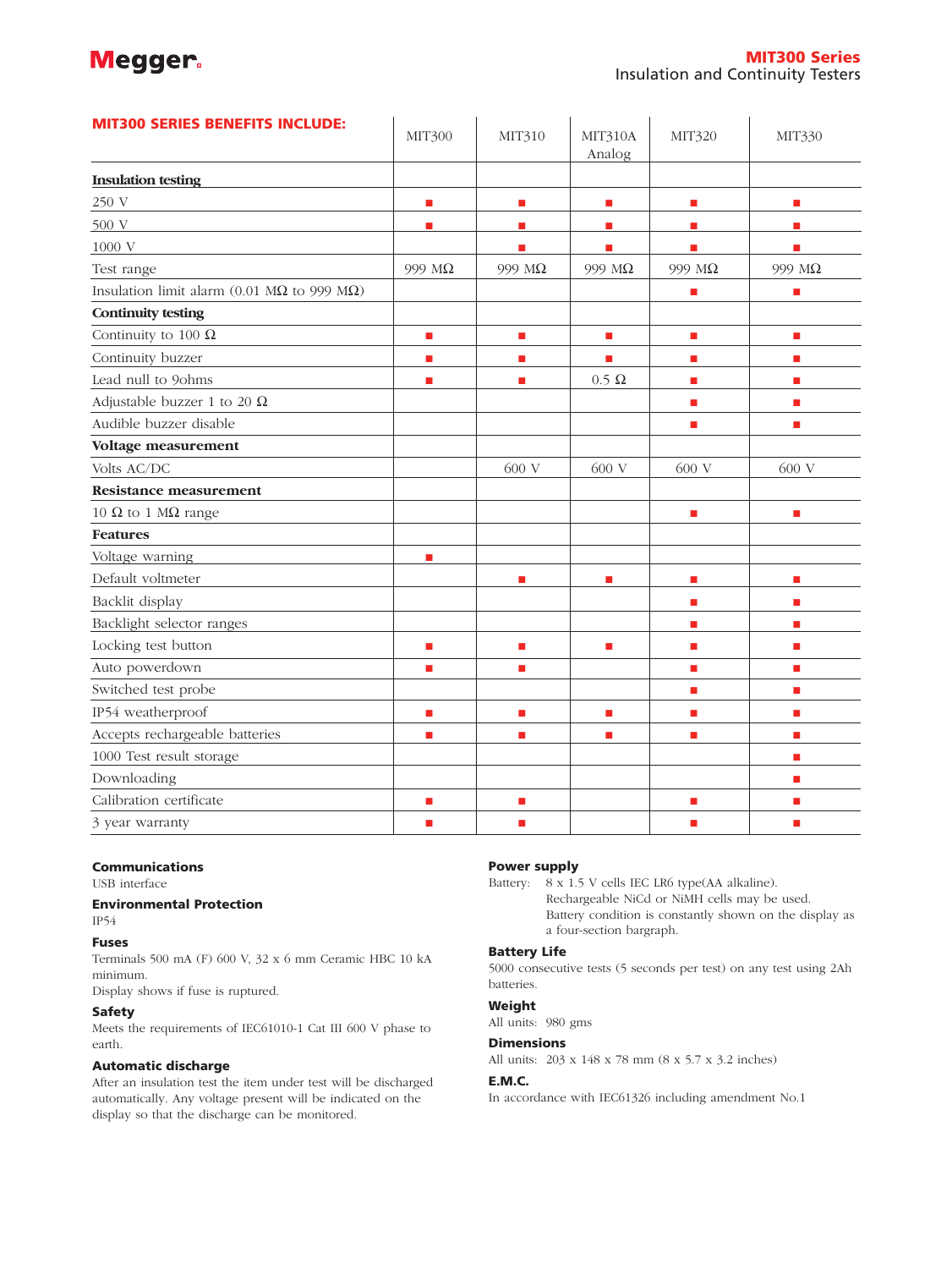| MIT300 SERIES BENEFITS INCLUDE: | MIT300 | MIT310 | MIT310A Analog | MIT320 | MIT330 |
|---|---|---|---|---|---|
| **Insulation testing** | | | | | |
| 250 V | ■ | ■ | ■ | ■ | ■ |
| 500 V | ■ | ■ | ■ | ■ | ■ |
| 1000 V | | ■ | ■ | ■ | ■ |
| Test range | 999 MΩ | 999 MΩ | 999 MΩ | 999 MΩ | 999 MΩ |
| Insulation limit alarm (0.01 MΩ to 999 MΩ) | | | | ■ | ■ |
| **Continuity testing** | | | | | |
| Continuity to 100 Ω | ■ | ■ | ■ | ■ | ■ |
| Continuity buzzer | ■ | ■ | ■ | ■ | ■ |
| Lead null to 9ohms | ■ | ■ | 0.5 Ω | ■ | ■ |
| Adjustable buzzer 1 to 20 Ω | | | | ■ | ■ |
| Audible buzzer disable | | | | ■ | ■ |
| **Voltage measurement** | | | | | |
| Volts AC/DC | | 600 V | 600 V | 600 V | 600 V |
| **Resistance measurement** | | | | | |
| 10 Ω to 1 MΩ range | | | | ■ | ■ |
| **Features** | | | | | |
| Voltage warning | ■ | | | | |
| Default voltmeter | | ■ | ■ | ■ | ■ |
| Backlit display | | | | ■ | ■ |
| Backlight selector ranges | | | | ■ | ■ |
| Locking test button | ■ | ■ | ■ | ■ | ■ |
| Auto powerdown | ■ | ■ | | ■ | ■ |
| Switched test probe | | | | ■ | ■ |
| IP54 weatherproof | ■ | ■ | ■ | ■ | ■ |
| Accepts rechargeable batteries | ■ | ■ | ■ | ■ | ■ |
| 1000 Test result storage | | | | | ■ |
| Downloading | | | | | ■ |
| Calibration certificate | ■ | ■ | | ■ | ■ |
| 3 year warranty | ■ | ■ | | ■ | ■ |

**Communications**
USB interface

**Environmental Protection**
IP54

**Fuses**
Terminals 500 mA (F) 600 V, 32 x 6 mm Ceramic HBC 10 kA minimum.
Display shows if fuse is ruptured.

**Safety**
Meets the requirements of IEC61010-1 Cat III 600 V phase to earth.

**Automatic discharge**
After an insulation test the item under test will be discharged automatically. Any voltage present will be indicated on the display so that the discharge can be monitored.

**Power supply**
Battery: 8 x 1.5 V cells IEC LR6 type(AA alkaline).
Rechargeable NiCd or NiMH cells may be used.
Battery condition is constantly shown on the display as a four-section bargraph.

**Battery Life**
5000 consecutive tests (5 seconds per test) on any test using 2Ah batteries.

**Weight**
All units: 980 gms

**Dimensions**
All units: 203 x 148 x 78 mm (8 x 5.7 x 3.2 inches)

**E.M.C.**
In accordance with IEC61326 including amendment No.1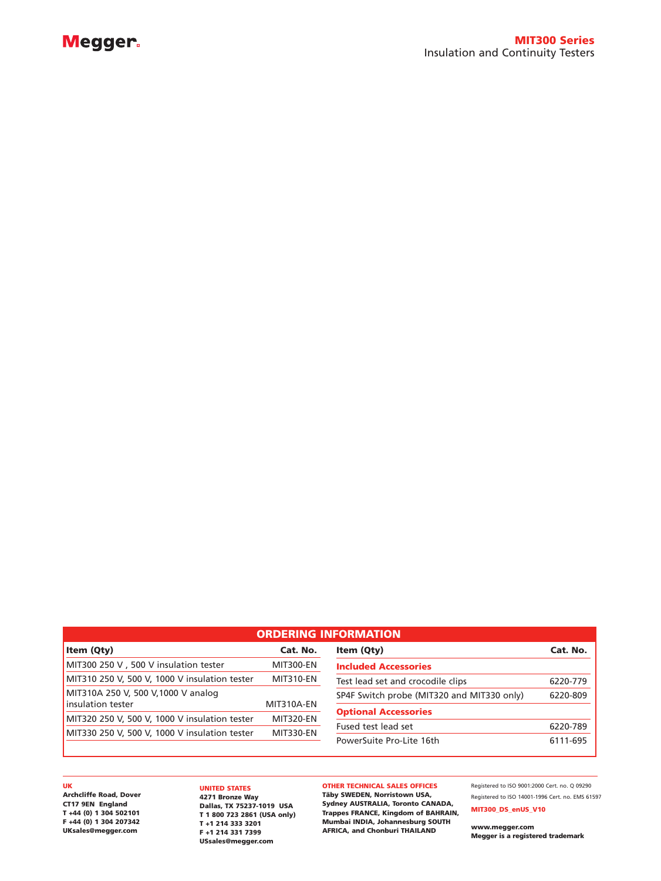## ORDERING INFORMATION

| Item (Qty) | Cat. No. |
|---|---|
| MIT300 250 V , 500 V insulation tester | MIT300-EN |
| MIT310 250 V, 500 V, 1000 V insulation tester | MIT310-EN |
| MIT310A 250 V, 500 V,1000 V analog insulation tester | MIT310A-EN |
| MIT320 250 V, 500 V, 1000 V insulation tester | MIT320-EN |
| MIT330 250 V, 500 V, 1000 V insulation tester | MIT330-EN |

| Item (Qty) | Cat. No. |
|---|---|
| **Included Accessories** | |
| Test lead set and crocodile clips | 6220-779 |
| SP4F Switch probe (MIT320 and MIT330 only) | 6220-809 |
| **Optional Accessories** | |
| Fused test lead set | 6220-789 |
| PowerSuite Pro-Lite 16th | 6111-695 |

**UK**
**Archcliffe Road, Dover**
**CT17 9EN England**
**T +44 (0) 1 304 502101**
**F +44 (0) 1 304 207342**
**UKsales@megger.com**

**UNITED STATES**
**4271 Bronze Way**
**Dallas, TX 75237-1019 USA**
**T 1 800 723 2861 (USA only)**
**T +1 214 333 3201**
**F +1 214 331 7399**
**USsales@megger.com**

**OTHER TECHNICAL SALES OFFICES**
**Täby SWEDEN, Norristown USA, Sydney AUSTRALIA, Toronto CANADA, Trappes FRANCE, Kingdom of BAHRAIN, Mumbai INDIA, Johannesburg SOUTH AFRICA, and Chonburi THAILAND**

Registered to ISO 9001:2000 Cert. no. Q 09290
Registered to ISO 14001-1996 Cert. no. EMS 61597

**MIT300_DS_enUS_V10**

**www.megger.com**
**Megger is a registered trademark**